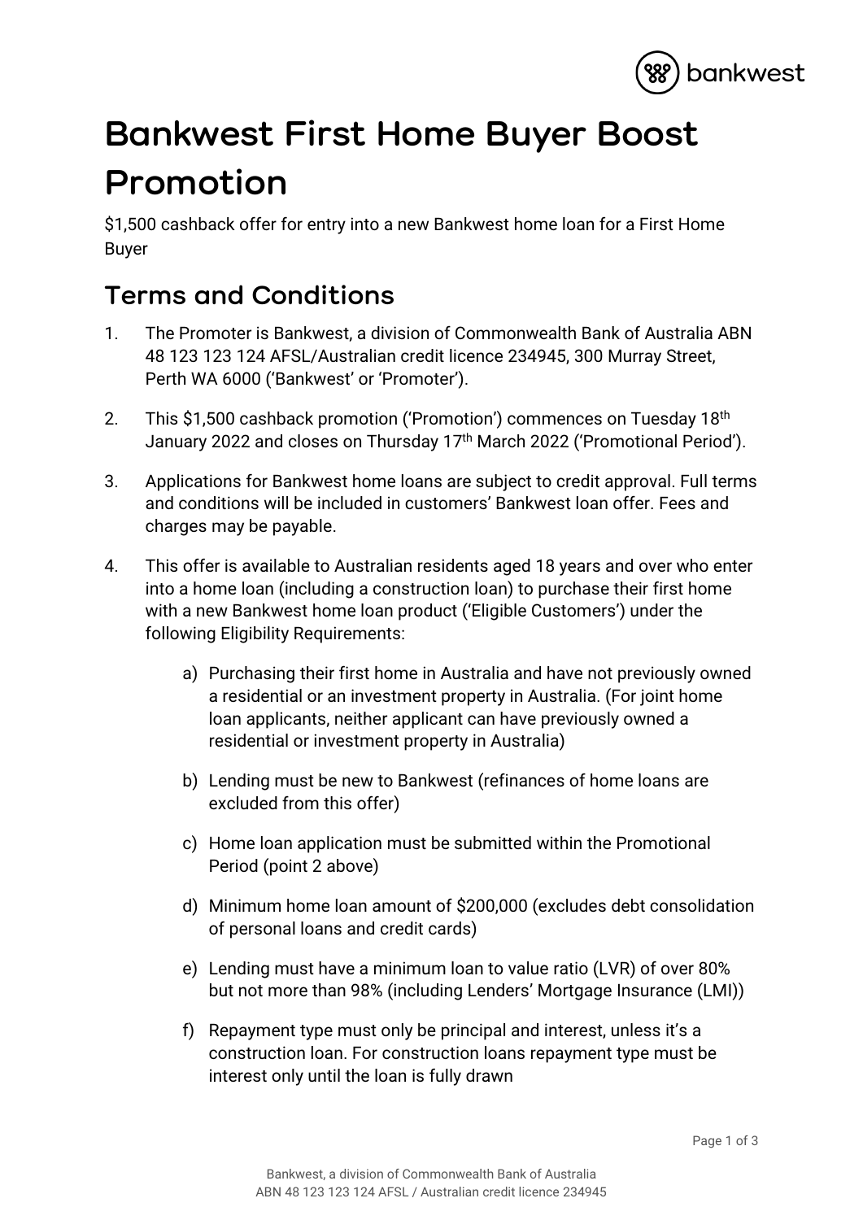# Bankwest First Home Buyer Boost Promotion

$1,500 cashback offer for entry into a new Bankwest home loan for a First Home Buyer

## Terms and Conditions

1. The Promoter is Bankwest, a division of Commonwealth Bank of Australia ABN 48 123 123 124 AFSL/Australian credit licence 234945, 300 Murray Street, Perth WA 6000 ('Bankwest' or 'Promoter').

2. This $1,500 cashback promotion ('Promotion') commences on Tuesday 18th January 2022 and closes on Thursday 17th March 2022 ('Promotional Period').

3. Applications for Bankwest home loans are subject to credit approval. Full terms and conditions will be included in customers' Bankwest loan offer. Fees and charges may be payable.

4. This offer is available to Australian residents aged 18 years and over who enter into a home loan (including a construction loan) to purchase their first home with a new Bankwest home loan product ('Eligible Customers') under the following Eligibility Requirements:

    a) Purchasing their first home in Australia and have not previously owned a residential or an investment property in Australia. (For joint home loan applicants, neither applicant can have previously owned a residential or investment property in Australia)

    b) Lending must be new to Bankwest (refinances of home loans are excluded from this offer)

    c) Home loan application must be submitted within the Promotional Period (point 2 above)

    d) Minimum home loan amount of $200,000 (excludes debt consolidation of personal loans and credit cards)

    e) Lending must have a minimum loan to value ratio (LVR) of over 80% but not more than 98% (including Lenders' Mortgage Insurance (LMI))

    f) Repayment type must only be principal and interest, unless it's a construction loan. For construction loans repayment type must be interest only until the loan is fully drawn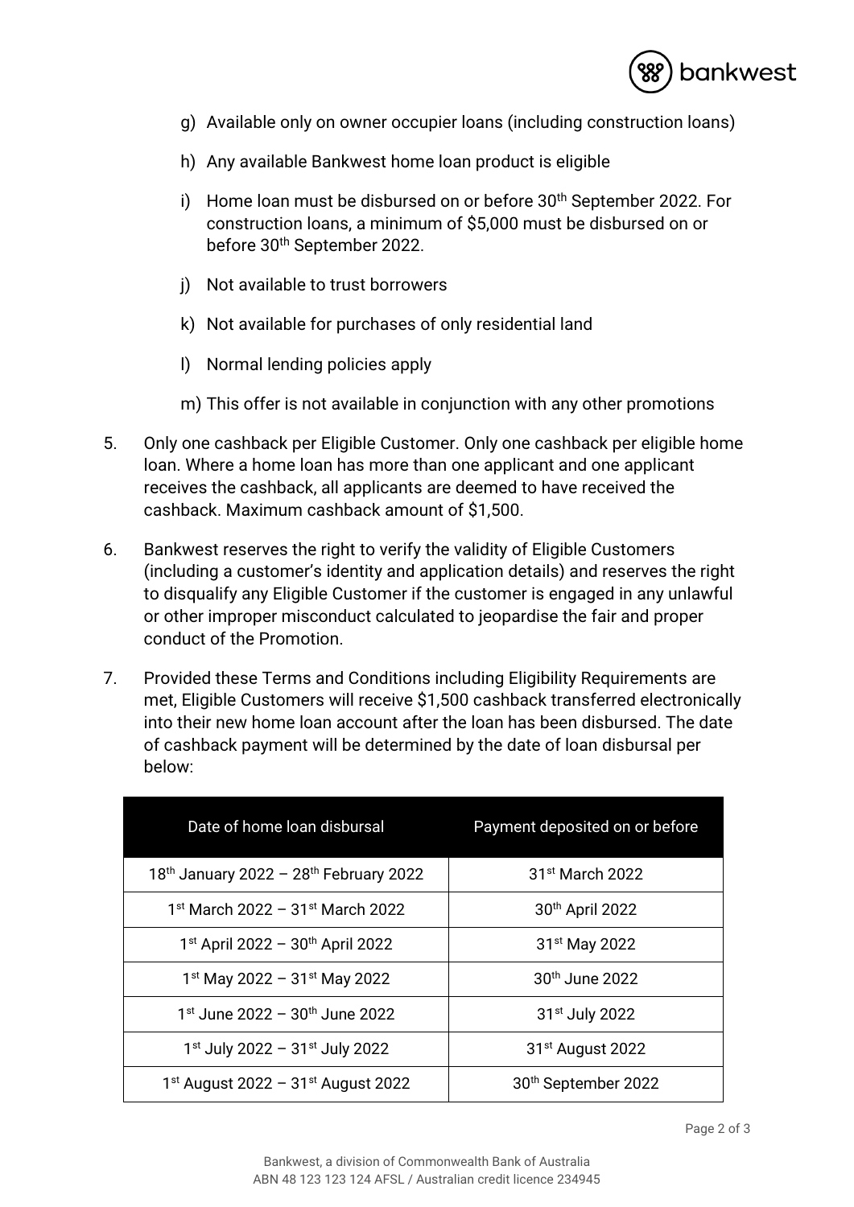g) Available only on owner occupier loans (including construction loans)

h) Any available Bankwest home loan product is eligible

i) Home loan must be disbursed on or before 30th September 2022. For construction loans, a minimum of $5,000 must be disbursed on or before 30th September 2022.

j) Not available to trust borrowers

k) Not available for purchases of only residential land

l) Normal lending policies apply

m) This offer is not available in conjunction with any other promotions

5. Only one cashback per Eligible Customer. Only one cashback per eligible home loan. Where a home loan has more than one applicant and one applicant receives the cashback, all applicants are deemed to have received the cashback. Maximum cashback amount of $1,500.

6. Bankwest reserves the right to verify the validity of Eligible Customers (including a customer's identity and application details) and reserves the right to disqualify any Eligible Customer if the customer is engaged in any unlawful or other improper misconduct calculated to jeopardise the fair and proper conduct of the Promotion.

7. Provided these Terms and Conditions including Eligibility Requirements are met, Eligible Customers will receive $1,500 cashback transferred electronically into their new home loan account after the loan has been disbursed. The date of cashback payment will be determined by the date of loan disbursal per below:

| Date of home loan disbursal | Payment deposited on or before |
| --- | --- |
| 18th January 2022 – 28th February 2022 | 31st March 2022 |
| 1st March 2022 – 31st March 2022 | 30th April 2022 |
| 1st April 2022 – 30th April 2022 | 31st May 2022 |
| 1st May 2022 – 31st May 2022 | 30th June 2022 |
| 1st June 2022 – 30th June 2022 | 31st July 2022 |
| 1st July 2022 – 31st July 2022 | 31st August 2022 |
| 1st August 2022 – 31st August 2022 | 30th September 2022 |

Bankwest, a division of Commonwealth Bank of Australia
ABN 48 123 123 124 AFSL / Australian credit licence 234945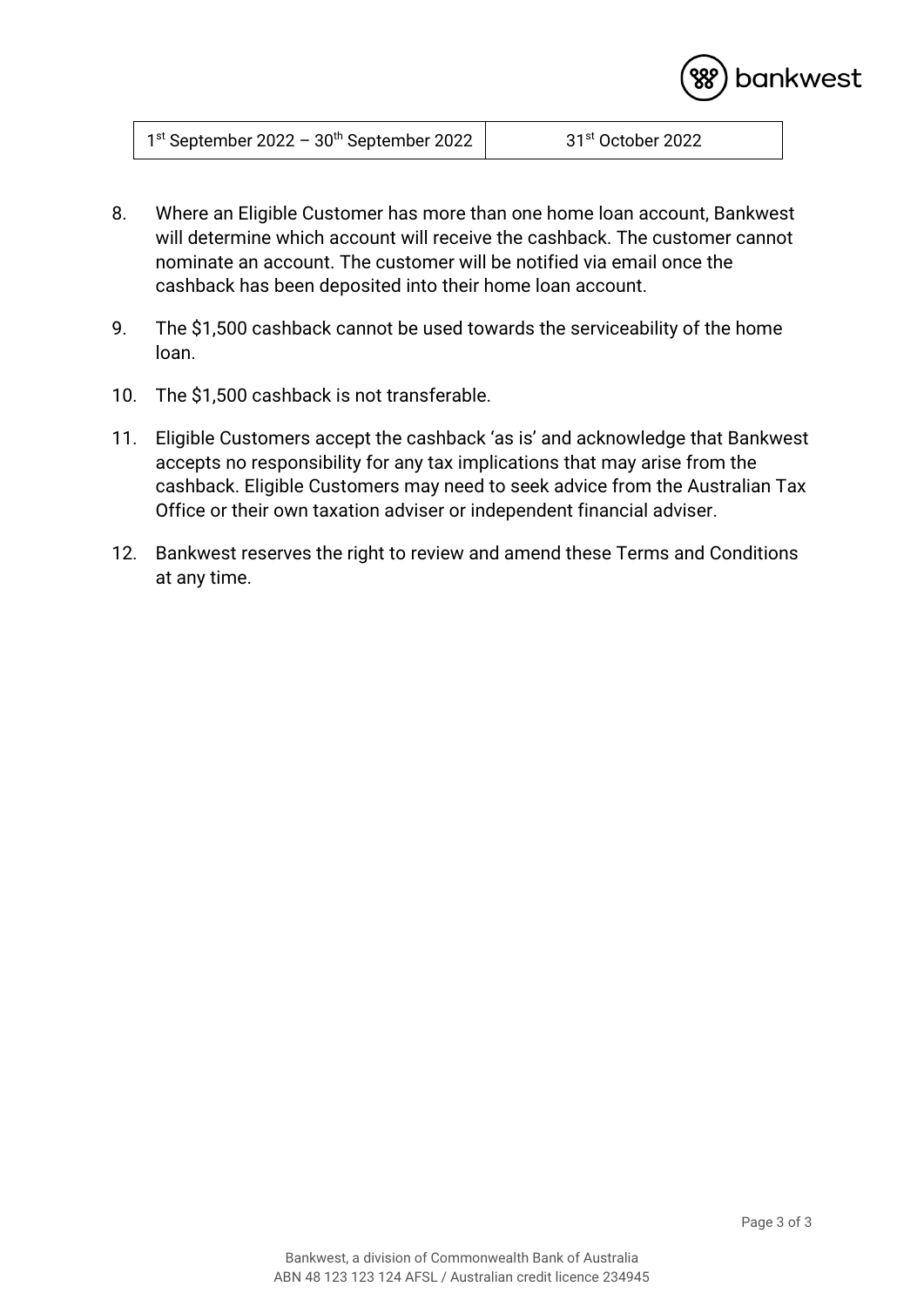| | |
|---|---|
| 1st September 2022 – 30th September 2022 | 31st October 2022 |

8. Where an Eligible Customer has more than one home loan account, Bankwest will determine which account will receive the cashback. The customer cannot nominate an account. The customer will be notified via email once the cashback has been deposited into their home loan account.

9. The $1,500 cashback cannot be used towards the serviceability of the home loan.

10. The $1,500 cashback is not transferable.

11. Eligible Customers accept the cashback 'as is' and acknowledge that Bankwest accepts no responsibility for any tax implications that may arise from the cashback. Eligible Customers may need to seek advice from the Australian Tax Office or their own taxation adviser or independent financial adviser.

12. Bankwest reserves the right to review and amend these Terms and Conditions at any time.

Bankwest, a division of Commonwealth Bank of Australia
ABN 48 123 123 124 AFSL / Australian credit licence 234945